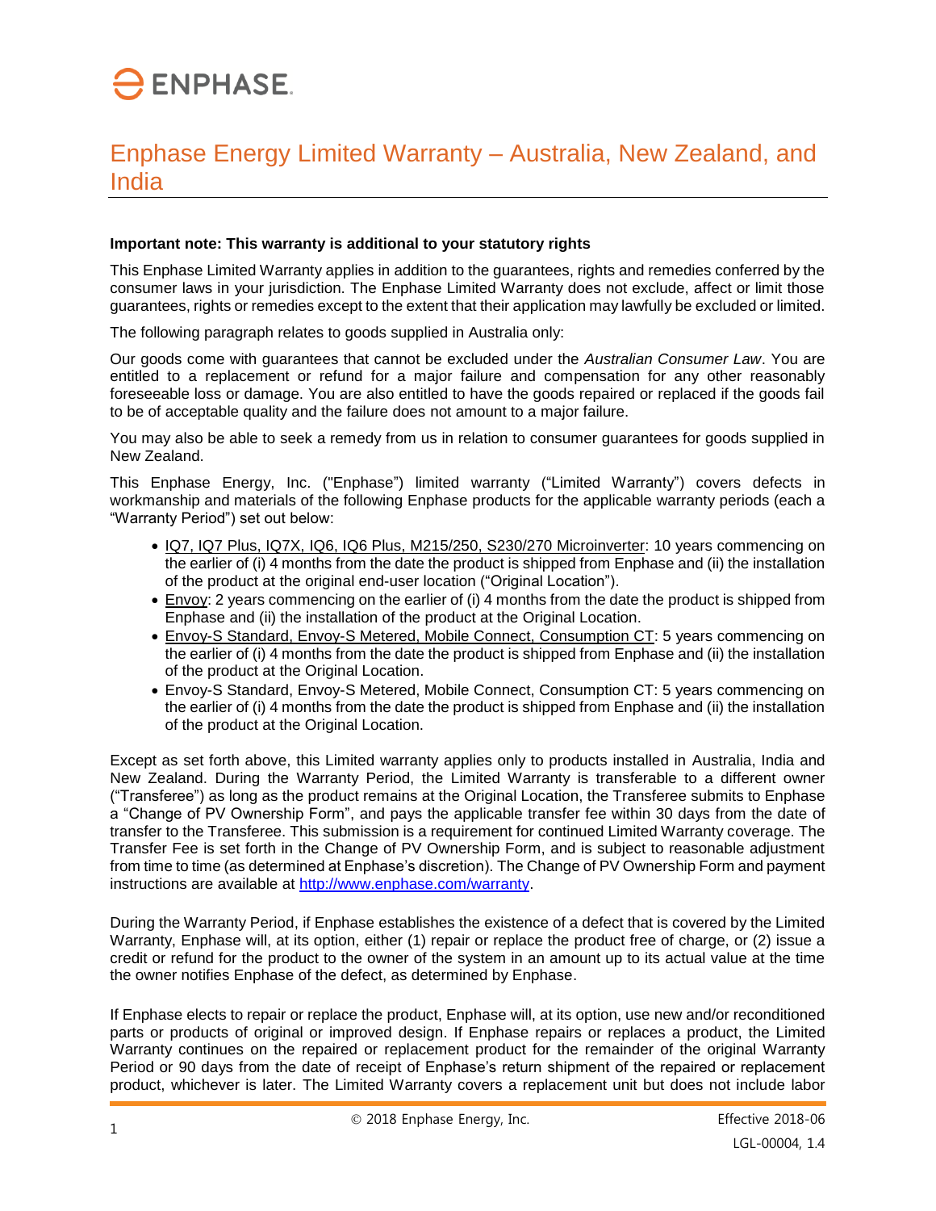# Enphase Energy Limited Warranty – Australia, New Zealand, and India

**Important note: This warranty is additional to your statutory rights**

This Enphase Limited Warranty applies in addition to the guarantees, rights and remedies conferred by the consumer laws in your jurisdiction. The Enphase Limited Warranty does not exclude, affect or limit those guarantees, rights or remedies except to the extent that their application may lawfully be excluded or limited.

The following paragraph relates to goods supplied in Australia only:

Our goods come with guarantees that cannot be excluded under the *Australian Consumer Law*. You are entitled to a replacement or refund for a major failure and compensation for any other reasonably foreseeable loss or damage. You are also entitled to have the goods repaired or replaced if the goods fail to be of acceptable quality and the failure does not amount to a major failure.

You may also be able to seek a remedy from us in relation to consumer guarantees for goods supplied in New Zealand.

This Enphase Energy, Inc. ("Enphase") limited warranty ("Limited Warranty") covers defects in workmanship and materials of the following Enphase products for the applicable warranty periods (each a "Warranty Period") set out below:

- IQ7, IQ7 Plus, IQ7X, IQ6, IQ6 Plus, M215/250, S230/270 Microinverter: 10 years commencing on the earlier of (i) 4 months from the date the product is shipped from Enphase and (ii) the installation of the product at the original end-user location ("Original Location").
- Envoy: 2 years commencing on the earlier of (i) 4 months from the date the product is shipped from Enphase and (ii) the installation of the product at the Original Location.
- Envoy-S Standard, Envoy-S Metered, Mobile Connect, Consumption CT: 5 years commencing on the earlier of (i) 4 months from the date the product is shipped from Enphase and (ii) the installation of the product at the Original Location.
- Envoy-S Standard, Envoy-S Metered, Mobile Connect, Consumption CT: 5 years commencing on the earlier of (i) 4 months from the date the product is shipped from Enphase and (ii) the installation of the product at the Original Location.

Except as set forth above, this Limited warranty applies only to products installed in Australia, India and New Zealand. During the Warranty Period, the Limited Warranty is transferable to a different owner ("Transferee") as long as the product remains at the Original Location, the Transferee submits to Enphase a "Change of PV Ownership Form", and pays the applicable transfer fee within 30 days from the date of transfer to the Transferee. This submission is a requirement for continued Limited Warranty coverage. The Transfer Fee is set forth in the Change of PV Ownership Form, and is subject to reasonable adjustment from time to time (as determined at Enphase's discretion). The Change of PV Ownership Form and payment instructions are available at http://www.enphase.com/warranty.

During the Warranty Period, if Enphase establishes the existence of a defect that is covered by the Limited Warranty, Enphase will, at its option, either (1) repair or replace the product free of charge, or (2) issue a credit or refund for the product to the owner of the system in an amount up to its actual value at the time the owner notifies Enphase of the defect, as determined by Enphase.

If Enphase elects to repair or replace the product, Enphase will, at its option, use new and/or reconditioned parts or products of original or improved design. If Enphase repairs or replaces a product, the Limited Warranty continues on the repaired or replacement product for the remainder of the original Warranty Period or 90 days from the date of receipt of Enphase's return shipment of the repaired or replacement product, whichever is later. The Limited Warranty covers a replacement unit but does not include labor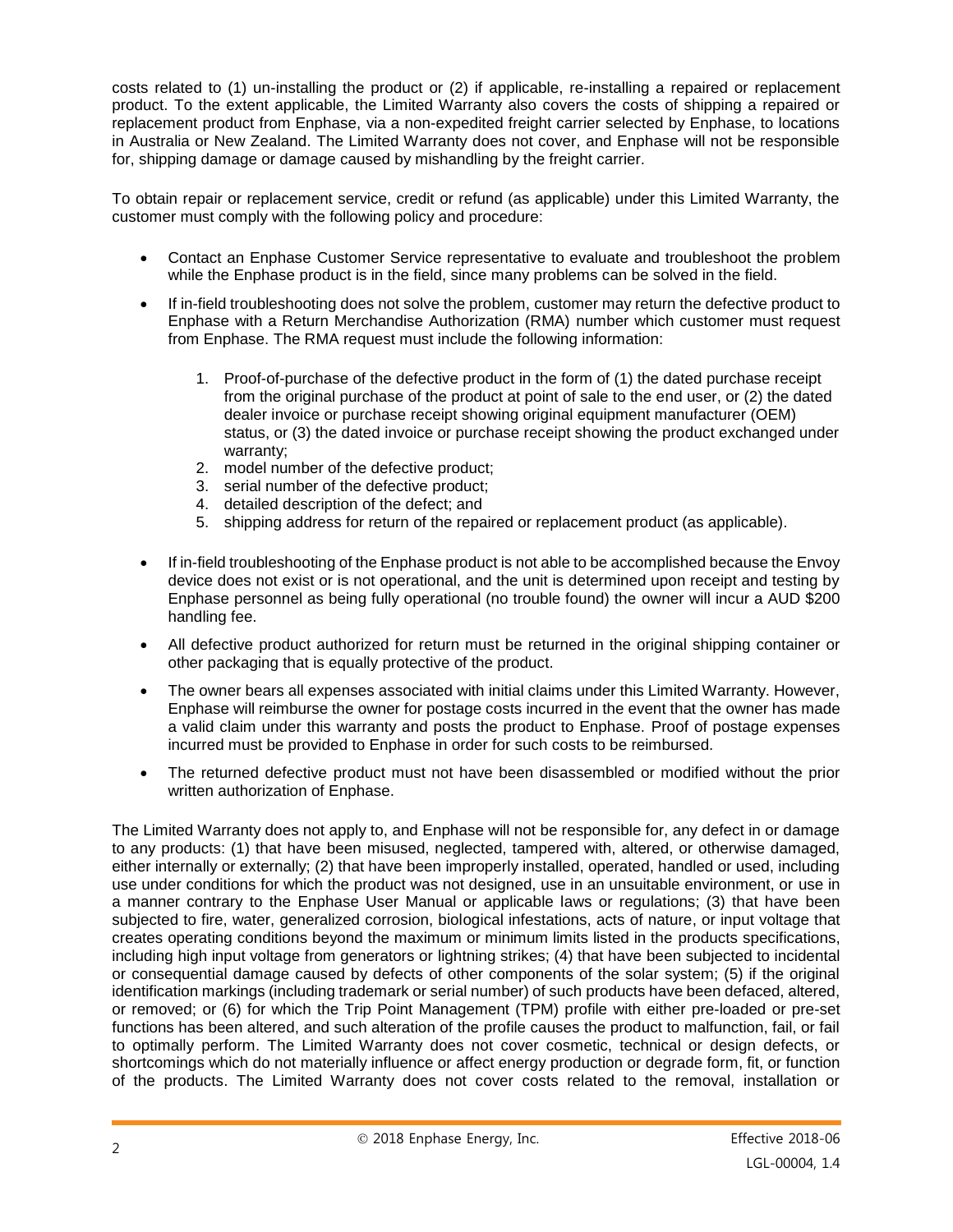costs related to (1) un-installing the product or (2) if applicable, re-installing a repaired or replacement product. To the extent applicable, the Limited Warranty also covers the costs of shipping a repaired or replacement product from Enphase, via a non-expedited freight carrier selected by Enphase, to locations in Australia or New Zealand. The Limited Warranty does not cover, and Enphase will not be responsible for, shipping damage or damage caused by mishandling by the freight carrier.

To obtain repair or replacement service, credit or refund (as applicable) under this Limited Warranty, the customer must comply with the following policy and procedure:

- Contact an Enphase Customer Service representative to evaluate and troubleshoot the problem while the Enphase product is in the field, since many problems can be solved in the field.
- If in-field troubleshooting does not solve the problem, customer may return the defective product to Enphase with a Return Merchandise Authorization (RMA) number which customer must request from Enphase. The RMA request must include the following information:
    1. Proof-of-purchase of the defective product in the form of (1) the dated purchase receipt from the original purchase of the product at point of sale to the end user, or (2) the dated dealer invoice or purchase receipt showing original equipment manufacturer (OEM) status, or (3) the dated invoice or purchase receipt showing the product exchanged under warranty;
    2. model number of the defective product;
    3. serial number of the defective product;
    4. detailed description of the defect; and
    5. shipping address for return of the repaired or replacement product (as applicable).
- If in-field troubleshooting of the Enphase product is not able to be accomplished because the Envoy device does not exist or is not operational, and the unit is determined upon receipt and testing by Enphase personnel as being fully operational (no trouble found) the owner will incur a AUD $200 handling fee.
- All defective product authorized for return must be returned in the original shipping container or other packaging that is equally protective of the product.
- The owner bears all expenses associated with initial claims under this Limited Warranty. However, Enphase will reimburse the owner for postage costs incurred in the event that the owner has made a valid claim under this warranty and posts the product to Enphase. Proof of postage expenses incurred must be provided to Enphase in order for such costs to be reimbursed.
- The returned defective product must not have been disassembled or modified without the prior written authorization of Enphase.

The Limited Warranty does not apply to, and Enphase will not be responsible for, any defect in or damage to any products: (1) that have been misused, neglected, tampered with, altered, or otherwise damaged, either internally or externally; (2) that have been improperly installed, operated, handled or used, including use under conditions for which the product was not designed, use in an unsuitable environment, or use in a manner contrary to the Enphase User Manual or applicable laws or regulations; (3) that have been subjected to fire, water, generalized corrosion, biological infestations, acts of nature, or input voltage that creates operating conditions beyond the maximum or minimum limits listed in the products specifications, including high input voltage from generators or lightning strikes; (4) that have been subjected to incidental or consequential damage caused by defects of other components of the solar system; (5) if the original identification markings (including trademark or serial number) of such products have been defaced, altered, or removed; or (6) for which the Trip Point Management (TPM) profile with either pre-loaded or pre-set functions has been altered, and such alteration of the profile causes the product to malfunction, fail, or fail to optimally perform. The Limited Warranty does not cover cosmetic, technical or design defects, or shortcomings which do not materially influence or affect energy production or degrade form, fit, or function of the products. The Limited Warranty does not cover costs related to the removal, installation or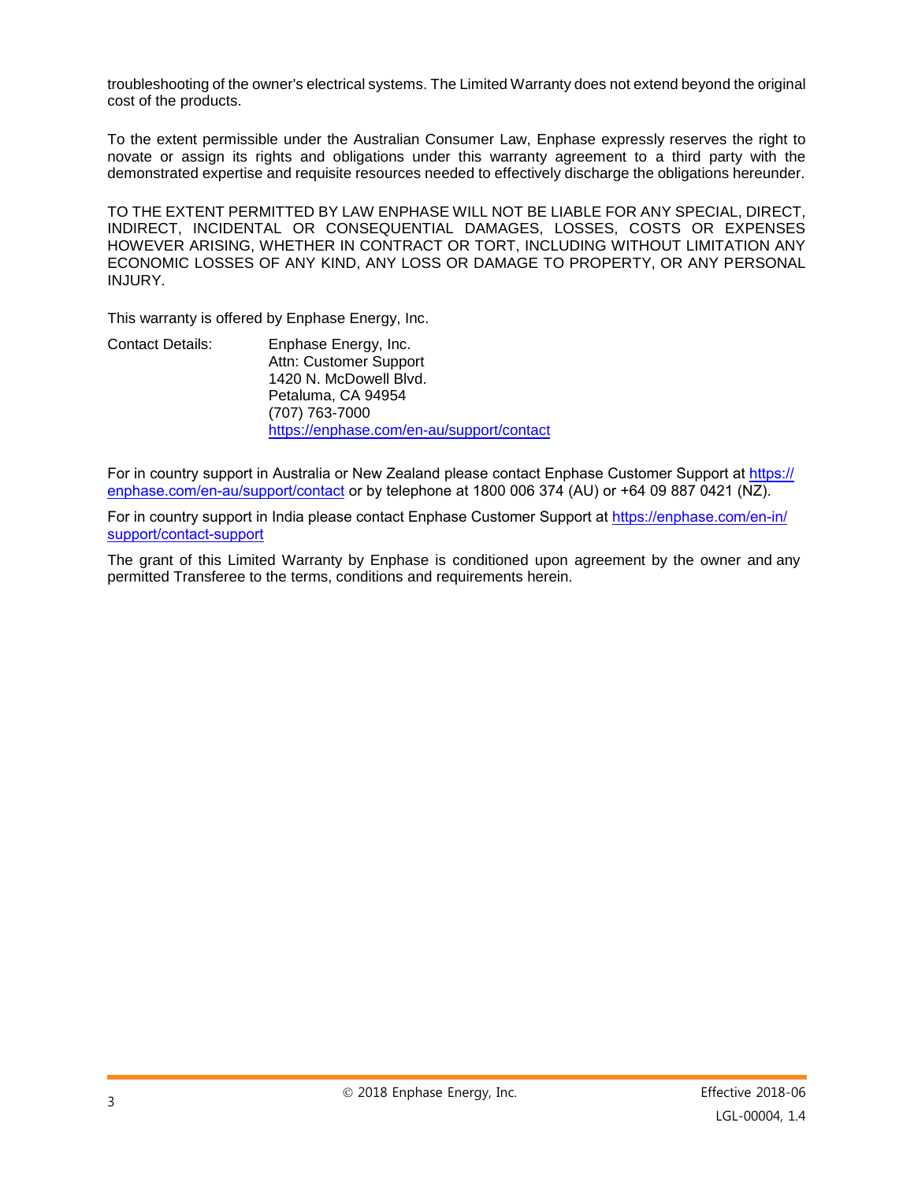troubleshooting of the owner's electrical systems. The Limited Warranty does not extend beyond the original cost of the products.

To the extent permissible under the Australian Consumer Law, Enphase expressly reserves the right to novate or assign its rights and obligations under this warranty agreement to a third party with the demonstrated expertise and requisite resources needed to effectively discharge the obligations hereunder.

TO THE EXTENT PERMITTED BY LAW ENPHASE WILL NOT BE LIABLE FOR ANY SPECIAL, DIRECT, INDIRECT, INCIDENTAL OR CONSEQUENTIAL DAMAGES, LOSSES, COSTS OR EXPENSES HOWEVER ARISING, WHETHER IN CONTRACT OR TORT, INCLUDING WITHOUT LIMITATION ANY ECONOMIC LOSSES OF ANY KIND, ANY LOSS OR DAMAGE TO PROPERTY, OR ANY PERSONAL INJURY.

This warranty is offered by Enphase Energy, Inc.

Contact Details:

Enphase Energy, Inc.
Attn: Customer Support
1420 N. McDowell Blvd.
Petaluma, CA 94954
(707) 763-7000
https://enphase.com/en-au/support/contact

For in country support in Australia or New Zealand please contact Enphase Customer Support at https://enphase.com/en-au/support/contact or by telephone at 1800 006 374 (AU) or +64 09 887 0421 (NZ).

For in country support in India please contact Enphase Customer Support at https://enphase.com/en-in/support/contact-support

The grant of this Limited Warranty by Enphase is conditioned upon agreement by the owner and any permitted Transferee to the terms, conditions and requirements herein.

© 2018 Enphase Energy, Inc.

Effective 2018-06

LGL-00004, 1.4